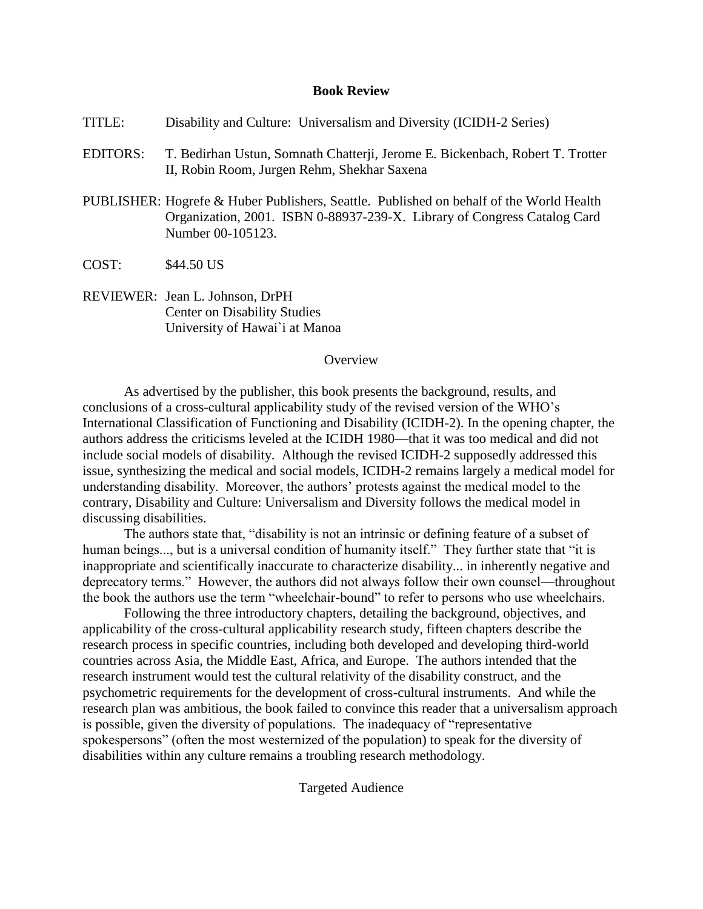**Book Review**

TITLE: Disability and Culture: Universalism and Diversity (ICIDH-2 Series)

EDITORS: T. Bedirhan Ustun, Somnath Chatterji, Jerome E. Bickenbach, Robert T. Trotter II, Robin Room, Jurgen Rehm, Shekhar Saxena

PUBLISHER: Hogrefe & Huber Publishers, Seattle. Published on behalf of the World Health Organization, 2001. ISBN 0-88937-239-X. Library of Congress Catalog Card Number 00-105123.

COST: $44.50 US

REVIEWER: Jean L. Johnson, DrPH
Center on Disability Studies
University of Hawai`i at Manoa

## Overview

As advertised by the publisher, this book presents the background, results, and conclusions of a cross-cultural applicability study of the revised version of the WHO's International Classification of Functioning and Disability (ICIDH-2). In the opening chapter, the authors address the criticisms leveled at the ICIDH 1980—that it was too medical and did not include social models of disability. Although the revised ICIDH-2 supposedly addressed this issue, synthesizing the medical and social models, ICIDH-2 remains largely a medical model for understanding disability. Moreover, the authors' protests against the medical model to the contrary, Disability and Culture: Universalism and Diversity follows the medical model in discussing disabilities.

The authors state that, "disability is not an intrinsic or defining feature of a subset of human beings..., but is a universal condition of humanity itself." They further state that "it is inappropriate and scientifically inaccurate to characterize disability... in inherently negative and deprecatory terms." However, the authors did not always follow their own counsel—throughout the book the authors use the term "wheelchair-bound" to refer to persons who use wheelchairs.

Following the three introductory chapters, detailing the background, objectives, and applicability of the cross-cultural applicability research study, fifteen chapters describe the research process in specific countries, including both developed and developing third-world countries across Asia, the Middle East, Africa, and Europe. The authors intended that the research instrument would test the cultural relativity of the disability construct, and the psychometric requirements for the development of cross-cultural instruments. And while the research plan was ambitious, the book failed to convince this reader that a universalism approach is possible, given the diversity of populations. The inadequacy of "representative spokespersons" (often the most westernized of the population) to speak for the diversity of disabilities within any culture remains a troubling research methodology.

## Targeted Audience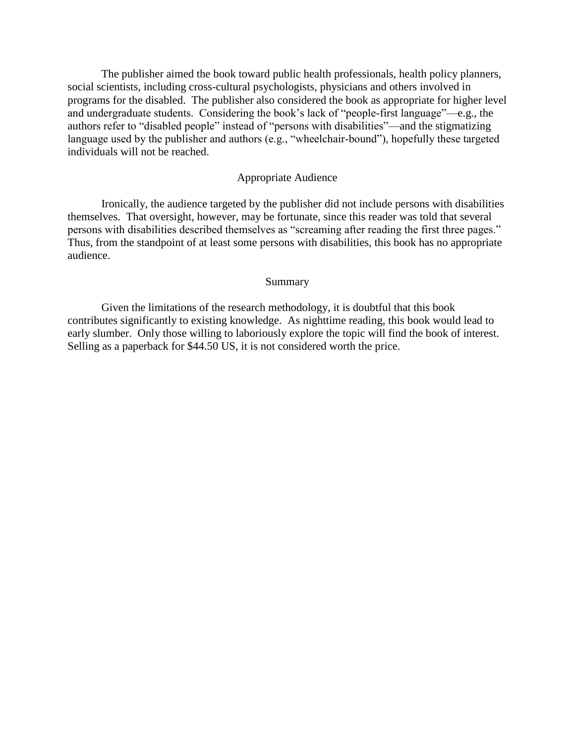The publisher aimed the book toward public health professionals, health policy planners, social scientists, including cross-cultural psychologists, physicians and others involved in programs for the disabled. The publisher also considered the book as appropriate for higher level and undergraduate students. Considering the book's lack of "people-first language"—e.g., the authors refer to "disabled people" instead of "persons with disabilities"—and the stigmatizing language used by the publisher and authors (e.g., "wheelchair-bound"), hopefully these targeted individuals will not be reached.

## Appropriate Audience

Ironically, the audience targeted by the publisher did not include persons with disabilities themselves. That oversight, however, may be fortunate, since this reader was told that several persons with disabilities described themselves as "screaming after reading the first three pages." Thus, from the standpoint of at least some persons with disabilities, this book has no appropriate audience.

## Summary

Given the limitations of the research methodology, it is doubtful that this book contributes significantly to existing knowledge. As nighttime reading, this book would lead to early slumber. Only those willing to laboriously explore the topic will find the book of interest. Selling as a paperback for $44.50 US, it is not considered worth the price.